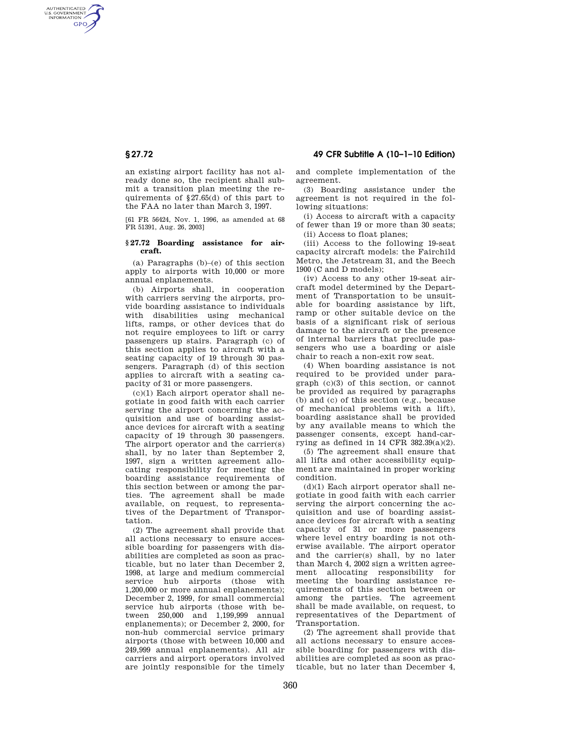an existing airport facility has not already done so, the recipient shall submit a transition plan meeting the requirements of §27.65(d) of this part to the FAA no later than March 3, 1997.

[61 FR 56424, Nov. 1, 1996, as amended at 68 FR 51391, Aug. 26, 2003]

### § 27.72 Boarding assistance for aircraft.

(a) Paragraphs (b)–(e) of this section apply to airports with 10,000 or more annual enplanements.

(b) Airports shall, in cooperation with carriers serving the airports, provide boarding assistance to individuals with disabilities using mechanical lifts, ramps, or other devices that do not require employees to lift or carry passengers up stairs. Paragraph (c) of this section applies to aircraft with a seating capacity of 19 through 30 passengers. Paragraph (d) of this section applies to aircraft with a seating capacity of 31 or more passengers.

(c)(1) Each airport operator shall negotiate in good faith with each carrier serving the airport concerning the acquisition and use of boarding assistance devices for aircraft with a seating capacity of 19 through 30 passengers. The airport operator and the carrier(s) shall, by no later than September 2, 1997, sign a written agreement allocating responsibility for meeting the boarding assistance requirements of this section between or among the parties. The agreement shall be made available, on request, to representatives of the Department of Transportation.

(2) The agreement shall provide that all actions necessary to ensure accessible boarding for passengers with disabilities are completed as soon as practicable, but no later than December 2, 1998, at large and medium commercial service hub airports (those with 1,200,000 or more annual enplanements); December 2, 1999, for small commercial service hub airports (those with between 250,000 and 1,199,999 annual enplanements); or December 2, 2000, for non-hub commercial service primary airports (those with between 10,000 and 249,999 annual enplanements). All air carriers and airport operators involved are jointly responsible for the timely and complete implementation of the agreement.

(3) Boarding assistance under the agreement is not required in the following situations:

(i) Access to aircraft with a capacity of fewer than 19 or more than 30 seats;

(ii) Access to float planes;

(iii) Access to the following 19-seat capacity aircraft models: the Fairchild Metro, the Jetstream 31, and the Beech 1900 (C and D models);

(iv) Access to any other 19-seat aircraft model determined by the Department of Transportation to be unsuitable for boarding assistance by lift, ramp or other suitable device on the basis of a significant risk of serious damage to the aircraft or the presence of internal barriers that preclude passengers who use a boarding or aisle chair to reach a non-exit row seat.

(4) When boarding assistance is not required to be provided under paragraph (c)(3) of this section, or cannot be provided as required by paragraphs (b) and (c) of this section (e.g., because of mechanical problems with a lift), boarding assistance shall be provided by any available means to which the passenger consents, except hand-carrying as defined in 14 CFR 382.39(a)(2).

(5) The agreement shall ensure that all lifts and other accessibility equipment are maintained in proper working condition.

(d)(1) Each airport operator shall negotiate in good faith with each carrier serving the airport concerning the acquisition and use of boarding assistance devices for aircraft with a seating capacity of 31 or more passengers where level entry boarding is not otherwise available. The airport operator and the carrier(s) shall, by no later than March 4, 2002 sign a written agreement allocating responsibility for meeting the boarding assistance requirements of this section between or among the parties. The agreement shall be made available, on request, to representatives of the Department of Transportation.

(2) The agreement shall provide that all actions necessary to ensure accessible boarding for passengers with disabilities are completed as soon as practicable, but no later than December 4,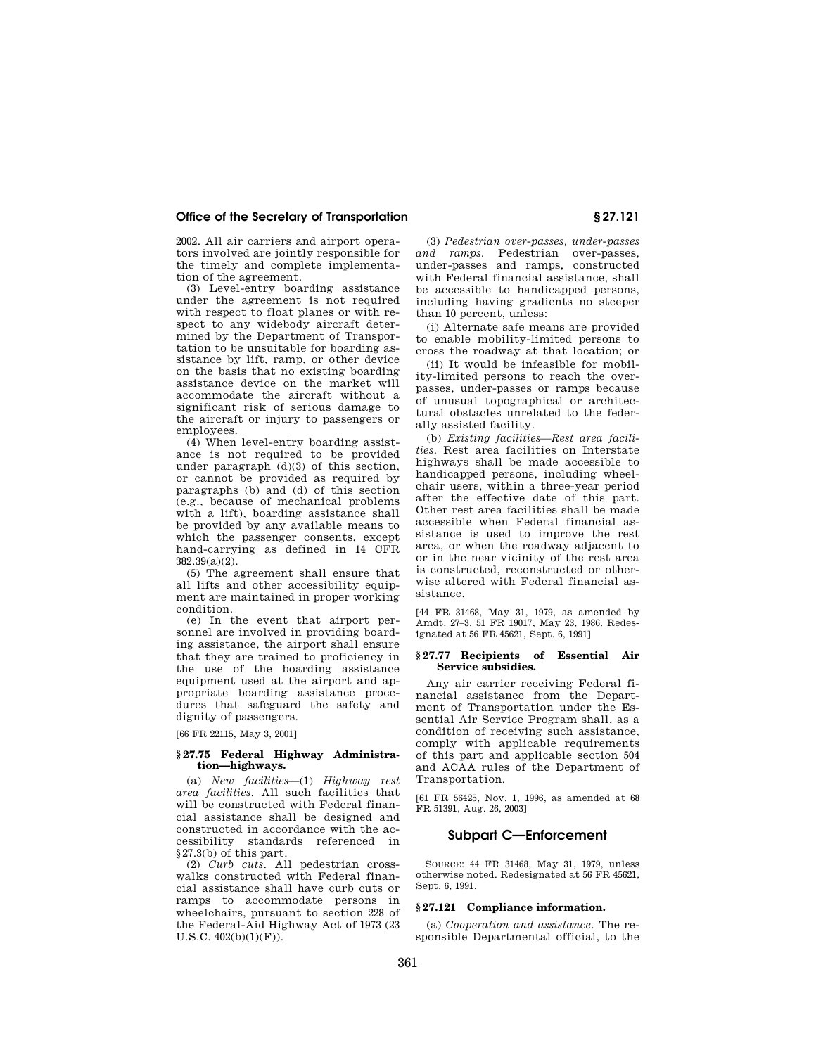2002. All air carriers and airport operators involved are jointly responsible for the timely and complete implementation of the agreement.

(3) Level-entry boarding assistance under the agreement is not required with respect to float planes or with respect to any widebody aircraft determined by the Department of Transportation to be unsuitable for boarding assistance by lift, ramp, or other device on the basis that no existing boarding assistance device on the market will accommodate the aircraft without a significant risk of serious damage to the aircraft or injury to passengers or employees.

(4) When level-entry boarding assistance is not required to be provided under paragraph (d)(3) of this section, or cannot be provided as required by paragraphs (b) and (d) of this section (e.g., because of mechanical problems with a lift), boarding assistance shall be provided by any available means to which the passenger consents, except hand-carrying as defined in 14 CFR 382.39(a)(2).

(5) The agreement shall ensure that all lifts and other accessibility equipment are maintained in proper working condition.

(e) In the event that airport personnel are involved in providing boarding assistance, the airport shall ensure that they are trained to proficiency in the use of the boarding assistance equipment used at the airport and appropriate boarding assistance procedures that safeguard the safety and dignity of passengers.

[66 FR 22115, May 3, 2001]

### § 27.75 Federal Highway Administration—highways.

(a) *New facilities*—(1) *Highway rest area facilities.* All such facilities that will be constructed with Federal financial assistance shall be designed and constructed in accordance with the accessibility standards referenced in §27.3(b) of this part.

(2) *Curb cuts.* All pedestrian crosswalks constructed with Federal financial assistance shall have curb cuts or ramps to accommodate persons in wheelchairs, pursuant to section 228 of the Federal-Aid Highway Act of 1973 (23 U.S.C. 402(b)(1)(F)).

(3) *Pedestrian over-passes, under-passes and ramps.* Pedestrian over-passes, under-passes and ramps, constructed with Federal financial assistance, shall be accessible to handicapped persons, including having gradients no steeper than 10 percent, unless:

(i) Alternate safe means are provided to enable mobility-limited persons to cross the roadway at that location; or

(ii) It would be infeasible for mobility-limited persons to reach the over-passes, under-passes or ramps because of unusual topographical or architectural obstacles unrelated to the federally assisted facility.

(b) *Existing facilities—Rest area facilities.* Rest area facilities on Interstate highways shall be made accessible to handicapped persons, including wheelchair users, within a three-year period after the effective date of this part. Other rest area facilities shall be made accessible when Federal financial assistance is used to improve the rest area, or when the roadway adjacent to or in the near vicinity of the rest area is constructed, reconstructed or otherwise altered with Federal financial assistance.

[44 FR 31468, May 31, 1979, as amended by Amdt. 27–3, 51 FR 19017, May 23, 1986. Redesignated at 56 FR 45621, Sept. 6, 1991]

### § 27.77 Recipients of Essential Air Service subsidies.

Any air carrier receiving Federal financial assistance from the Department of Transportation under the Essential Air Service Program shall, as a condition of receiving such assistance, comply with applicable requirements of this part and applicable section 504 and ACAA rules of the Department of Transportation.

[61 FR 56425, Nov. 1, 1996, as amended at 68 FR 51391, Aug. 26, 2003]

## Subpart C—Enforcement

SOURCE: 44 FR 31468, May 31, 1979, unless otherwise noted. Redesignated at 56 FR 45621, Sept. 6, 1991.

### § 27.121 Compliance information.

(a) *Cooperation and assistance.* The responsible Departmental official, to the